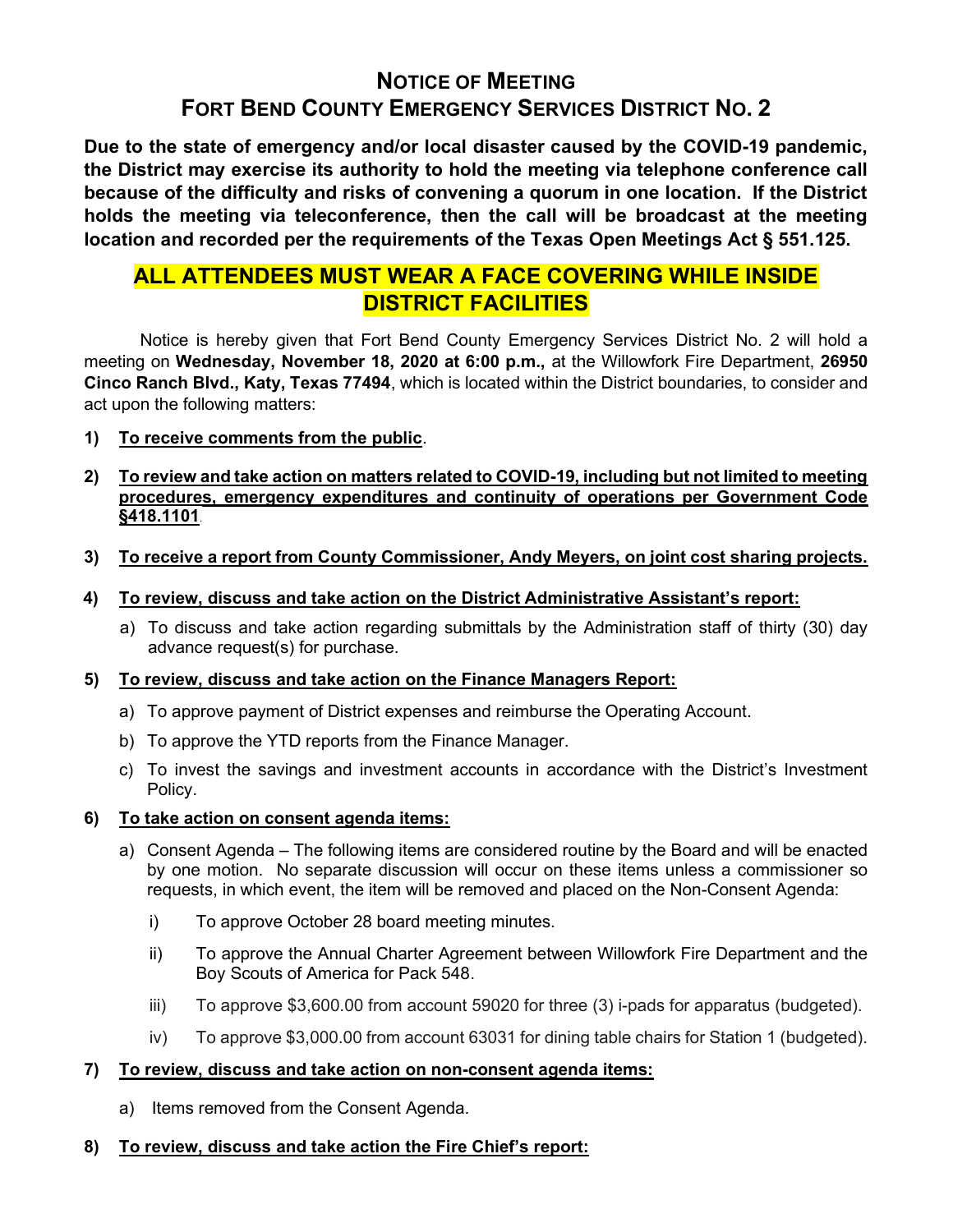# NOTICE OF MEETING

## FORT BEND COUNTY EMERGENCY SERVICES DISTRICT NO. 2

**Due to the state of emergency and/or local disaster caused by the COVID-19 pandemic, the District may exercise its authority to hold the meeting via telephone conference call because of the difficulty and risks of convening a quorum in one location. If the District holds the meeting via teleconference, then the call will be broadcast at the meeting location and recorded per the requirements of the Texas Open Meetings Act § 551.125.**

**ALL ATTENDEES MUST WEAR A FACE COVERING WHILE INSIDE DISTRICT FACILITIES**

Notice is hereby given that Fort Bend County Emergency Services District No. 2 will hold a meeting on **Wednesday, November 18, 2020 at 6:00 p.m.,** at the Willowfork Fire Department, **26950 Cinco Ranch Blvd., Katy, Texas 77494**, which is located within the District boundaries, to consider and act upon the following matters:

1) **To receive comments from the public**.

2) **To review and take action on matters related to COVID-19, including but not limited to meeting procedures, emergency expenditures and continuity of operations per Government Code §418.1101**.

3) **To receive a report from County Commissioner, Andy Meyers, on joint cost sharing projects.**

4) **To review, discuss and take action on the District Administrative Assistant's report:**
   a) To discuss and take action regarding submittals by the Administration staff of thirty (30) day advance request(s) for purchase.

5) **To review, discuss and take action on the Finance Managers Report:**
   a) To approve payment of District expenses and reimburse the Operating Account.
   b) To approve the YTD reports from the Finance Manager.
   c) To invest the savings and investment accounts in accordance with the District's Investment Policy.

6) **To take action on consent agenda items:**
   a) Consent Agenda – The following items are considered routine by the Board and will be enacted by one motion. No separate discussion will occur on these items unless a commissioner so requests, in which event, the item will be removed and placed on the Non-Consent Agenda:
      i) To approve October 28 board meeting minutes.
      ii) To approve the Annual Charter Agreement between Willowfork Fire Department and the Boy Scouts of America for Pack 548.
      iii) To approve $3,600.00 from account 59020 for three (3) i-pads for apparatus (budgeted).
      iv) To approve $3,000.00 from account 63031 for dining table chairs for Station 1 (budgeted).

7) **To review, discuss and take action on non-consent agenda items:**
   a) Items removed from the Consent Agenda.

8) **To review, discuss and take action the Fire Chief's report:**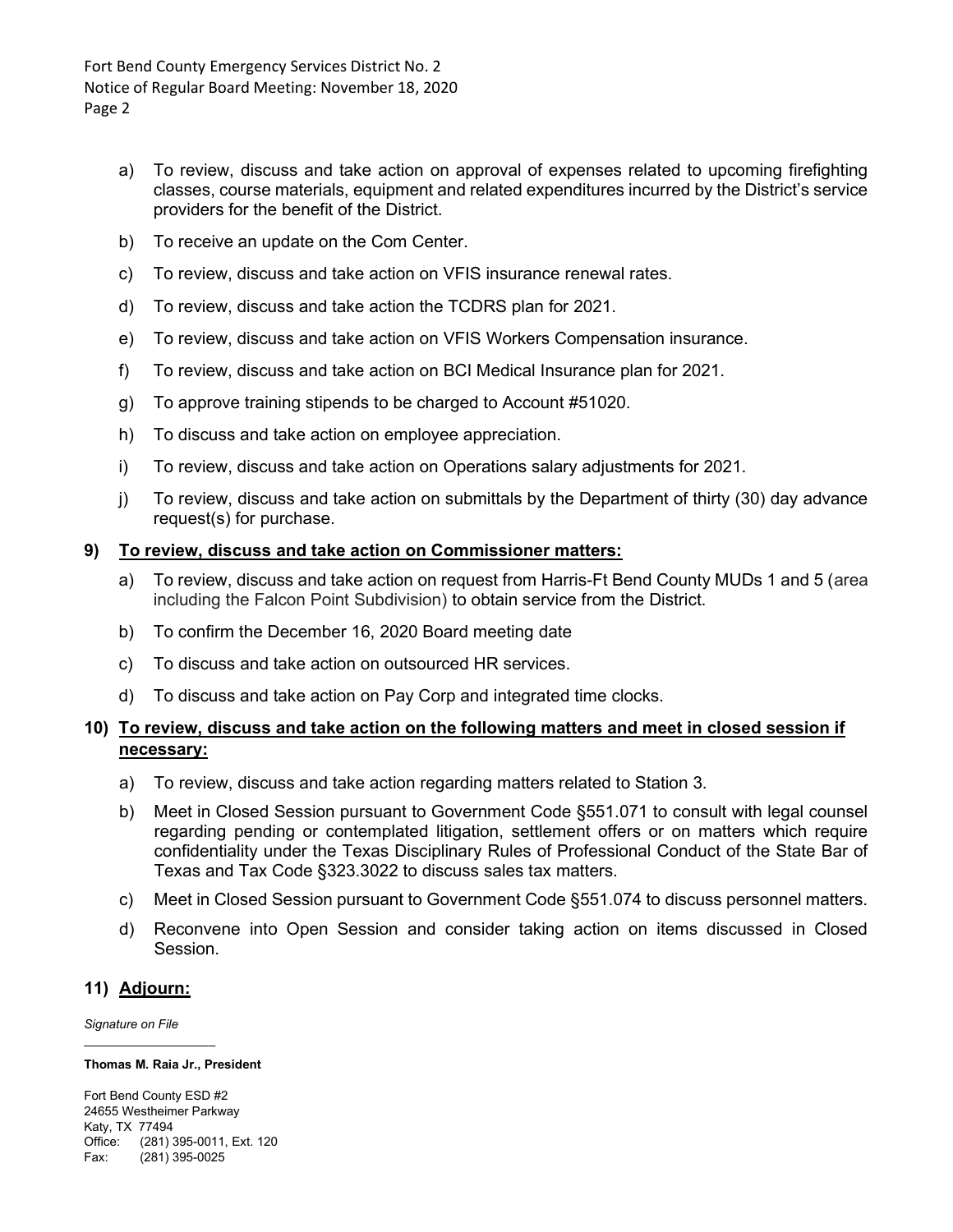a) To review, discuss and take action on approval of expenses related to upcoming firefighting classes, course materials, equipment and related expenditures incurred by the District's service providers for the benefit of the District.

b) To receive an update on the Com Center.

c) To review, discuss and take action on VFIS insurance renewal rates.

d) To review, discuss and take action the TCDRS plan for 2021.

e) To review, discuss and take action on VFIS Workers Compensation insurance.

f) To review, discuss and take action on BCI Medical Insurance plan for 2021.

g) To approve training stipends to be charged to Account #51020.

h) To discuss and take action on employee appreciation.

i) To review, discuss and take action on Operations salary adjustments for 2021.

j) To review, discuss and take action on submittals by the Department of thirty (30) day advance request(s) for purchase.

**9) <u>To review, discuss and take action on Commissioner matters:</u>**

a) To review, discuss and take action on request from Harris-Ft Bend County MUDs 1 and 5 (area including the Falcon Point Subdivision) to obtain service from the District.

b) To confirm the December 16, 2020 Board meeting date

c) To discuss and take action on outsourced HR services.

d) To discuss and take action on Pay Corp and integrated time clocks.

**10) <u>To review, discuss and take action on the following matters and meet in closed session if necessary:</u>**

a) To review, discuss and take action regarding matters related to Station 3.

b) Meet in Closed Session pursuant to Government Code §551.071 to consult with legal counsel regarding pending or contemplated litigation, settlement offers or on matters which require confidentiality under the Texas Disciplinary Rules of Professional Conduct of the State Bar of Texas and Tax Code §323.3022 to discuss sales tax matters.

c) Meet in Closed Session pursuant to Government Code §551.074 to discuss personnel matters.

d) Reconvene into Open Session and consider taking action on items discussed in Closed Session.

**11) <u>Adjourn:</u>**

*Signature on File*

**Thomas M. Raia Jr., President**

Fort Bend County ESD #2
24655 Westheimer Parkway
Katy, TX 77494
Office: (281) 395-0011, Ext. 120
Fax: (281) 395-0025